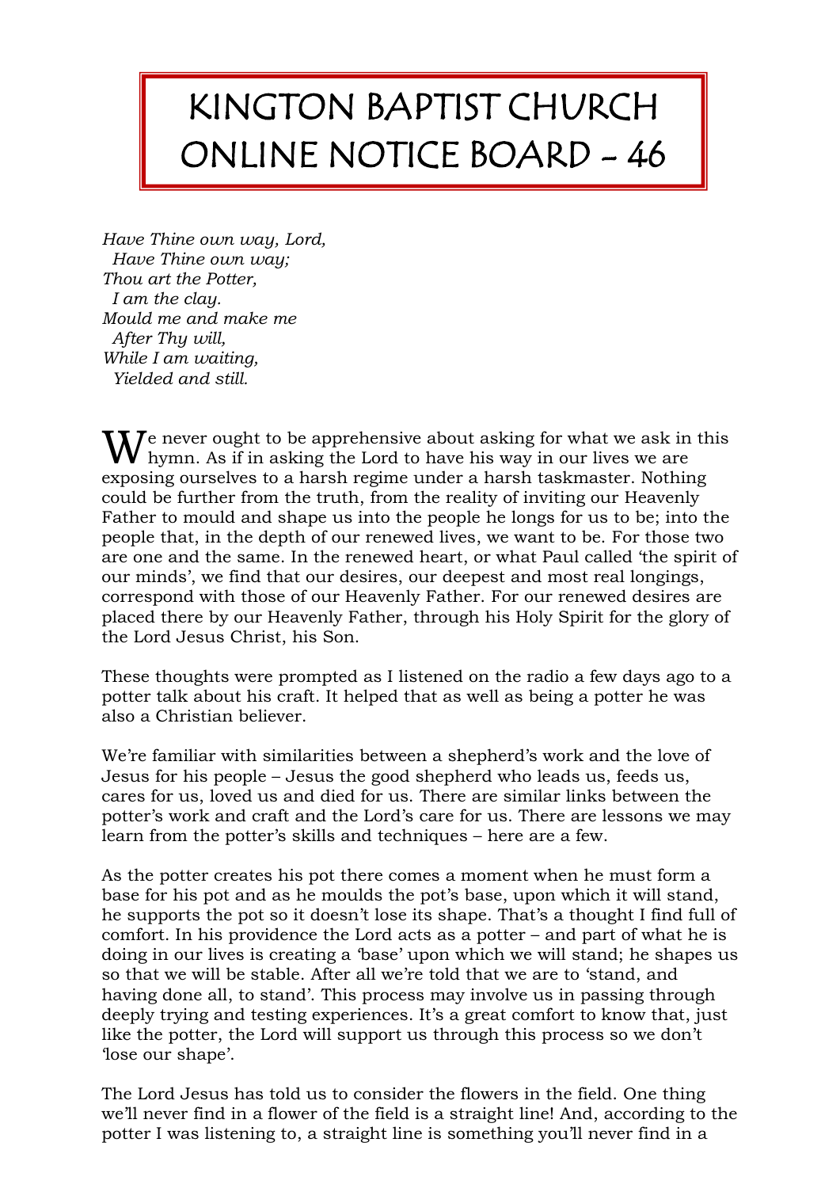# KINGTON BAPTIST CHURCH ONLINE NOTICE BOARD - 46

*Have Thine own way, Lord,*
*Have Thine own way;*
*Thou art the Potter,*
*I am the clay.*
*Mould me and make me*
*After Thy will,*
*While I am waiting,*
*Yielded and still.*

We never ought to be apprehensive about asking for what we ask in this hymn. As if in asking the Lord to have his way in our lives we are exposing ourselves to a harsh regime under a harsh taskmaster. Nothing could be further from the truth, from the reality of inviting our Heavenly Father to mould and shape us into the people he longs for us to be; into the people that, in the depth of our renewed lives, we want to be. For those two are one and the same. In the renewed heart, or what Paul called 'the spirit of our minds', we find that our desires, our deepest and most real longings, correspond with those of our Heavenly Father. For our renewed desires are placed there by our Heavenly Father, through his Holy Spirit for the glory of the Lord Jesus Christ, his Son.

These thoughts were prompted as I listened on the radio a few days ago to a potter talk about his craft. It helped that as well as being a potter he was also a Christian believer.

We're familiar with similarities between a shepherd's work and the love of Jesus for his people – Jesus the good shepherd who leads us, feeds us, cares for us, loved us and died for us. There are similar links between the potter's work and craft and the Lord's care for us. There are lessons we may learn from the potter's skills and techniques – here are a few.

As the potter creates his pot there comes a moment when he must form a base for his pot and as he moulds the pot's base, upon which it will stand, he supports the pot so it doesn't lose its shape. That's a thought I find full of comfort. In his providence the Lord acts as a potter – and part of what he is doing in our lives is creating a 'base' upon which we will stand; he shapes us so that we will be stable. After all we're told that we are to 'stand, and having done all, to stand'. This process may involve us in passing through deeply trying and testing experiences. It's a great comfort to know that, just like the potter, the Lord will support us through this process so we don't 'lose our shape'.

The Lord Jesus has told us to consider the flowers in the field. One thing we'll never find in a flower of the field is a straight line! And, according to the potter I was listening to, a straight line is something you'll never find in a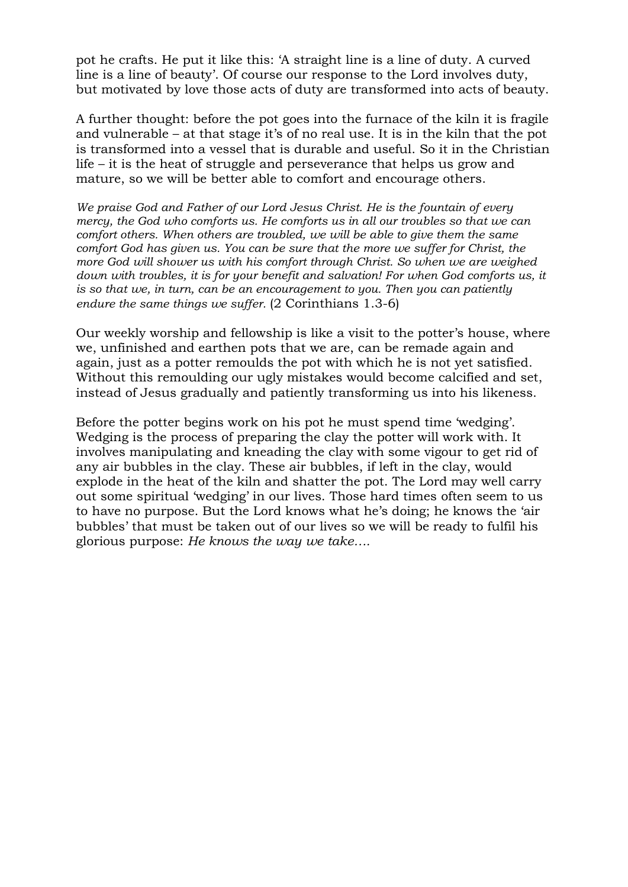pot he crafts. He put it like this: 'A straight line is a line of duty. A curved line is a line of beauty'. Of course our response to the Lord involves duty, but motivated by love those acts of duty are transformed into acts of beauty.

A further thought: before the pot goes into the furnace of the kiln it is fragile and vulnerable – at that stage it's of no real use. It is in the kiln that the pot is transformed into a vessel that is durable and useful. So it in the Christian life – it is the heat of struggle and perseverance that helps us grow and mature, so we will be better able to comfort and encourage others.

*We praise God and Father of our Lord Jesus Christ. He is the fountain of every mercy, the God who comforts us. He comforts us in all our troubles so that we can comfort others. When others are troubled, we will be able to give them the same comfort God has given us. You can be sure that the more we suffer for Christ, the more God will shower us with his comfort through Christ. So when we are weighed down with troubles, it is for your benefit and salvation! For when God comforts us, it is so that we, in turn, can be an encouragement to you. Then you can patiently endure the same things we suffer.* (2 Corinthians 1.3-6)

Our weekly worship and fellowship is like a visit to the potter's house, where we, unfinished and earthen pots that we are, can be remade again and again, just as a potter remoulds the pot with which he is not yet satisfied. Without this remoulding our ugly mistakes would become calcified and set, instead of Jesus gradually and patiently transforming us into his likeness.

Before the potter begins work on his pot he must spend time 'wedging'. Wedging is the process of preparing the clay the potter will work with. It involves manipulating and kneading the clay with some vigour to get rid of any air bubbles in the clay. These air bubbles, if left in the clay, would explode in the heat of the kiln and shatter the pot. The Lord may well carry out some spiritual 'wedging' in our lives. Those hard times often seem to us to have no purpose. But the Lord knows what he's doing; he knows the 'air bubbles' that must be taken out of our lives so we will be ready to fulfil his glorious purpose: *He knows the way we take….*